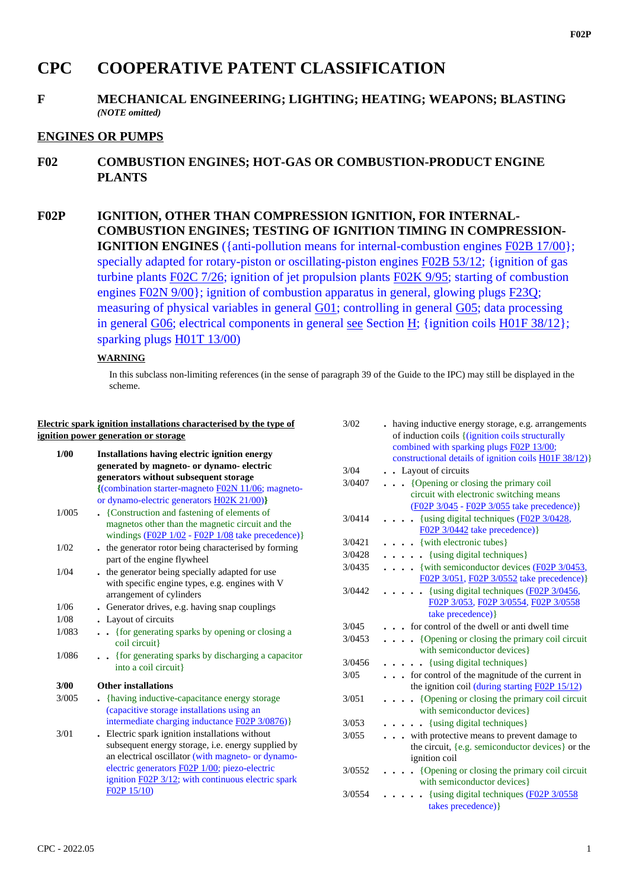# CPC COOPERATIVE PATENT CLASSIFICATION

## F MECHANICAL ENGINEERING; LIGHTING; HEATING; WEAPONS; BLASTING

*(NOTE omitted)*

## ENGINES OR PUMPS

## F02 COMBUSTION ENGINES; HOT-GAS OR COMBUSTION-PRODUCT ENGINE PLANTS

## F02P IGNITION, OTHER THAN COMPRESSION IGNITION, FOR INTERNAL-COMBUSTION ENGINES; TESTING OF IGNITION TIMING IN COMPRESSION-IGNITION ENGINES

({anti-pollution means for internal-combustion engines F02B 17/00}; specially adapted for rotary-piston or oscillating-piston engines F02B 53/12; {ignition of gas turbine plants F02C 7/26; ignition of jet propulsion plants F02K 9/95; starting of combustion engines F02N 9/00}; ignition of combustion apparatus in general, glowing plugs F23Q; measuring of physical variables in general G01; controlling in general G05; data processing in general G06; electrical components in general see Section H; {ignition coils H01F 38/12}; sparking plugs H01T 13/00)

**WARNING**

In this subclass non-limiting references (in the sense of paragraph 39 of the Guide to the IPC) may still be displayed in the scheme.

**Electric spark ignition installations characterised by the type of ignition power generation or storage**

- **1/00** **Installations having electric ignition energy generated by magneto- or dynamo- electric generators without subsequent storage** {(combination starter-magneto F02N 11/06; magneto- or dynamo-electric generators H02K 21/00)}
- 1/005 . {Construction and fastening of elements of magnetos other than the magnetic circuit and the windings (F02P 1/02 - F02P 1/08 take precedence)}
- 1/02 . the generator rotor being characterised by forming part of the engine flywheel
- 1/04 . the generator being specially adapted for use with specific engine types, e.g. engines with V arrangement of cylinders
- 1/06 . Generator drives, e.g. having snap couplings
- 1/08 . Layout of circuits
- 1/083 . . {for generating sparks by opening or closing a coil circuit}
- 1/086 . . {for generating sparks by discharging a capacitor into a coil circuit}
- **3/00** **Other installations**
- 3/005 . {having inductive-capacitance energy storage (capacitive storage installations using an intermediate charging inductance F02P 3/0876)}
- 3/01 . Electric spark ignition installations without subsequent energy storage, i.e. energy supplied by an electrical oscillator (with magneto- or dynamo-electric generators F02P 1/00; piezo-electric ignition F02P 3/12; with continuous electric spark F02P 15/10)
- 3/02 . having inductive energy storage, e.g. arrangements of induction coils {(ignition coils structurally combined with sparking plugs F02P 13/00; constructional details of ignition coils H01F 38/12)}
- 3/04 . . Layout of circuits
- 3/0407 . . . {Opening or closing the primary coil circuit with electronic switching means (F02P 3/045 - F02P 3/055 take precedence)}
- 3/0414 . . . . {using digital techniques (F02P 3/0428, F02P 3/0442 take precedence)}
- 3/0421 . . . . {with electronic tubes}
- 3/0428 . . . . . {using digital techniques}
- 3/0435 . . . . {with semiconductor devices (F02P 3/0453, F02P 3/051, F02P 3/0552 take precedence)}
- 3/0442 . . . . . {using digital techniques (F02P 3/0456, F02P 3/053, F02P 3/0554, F02P 3/0558 take precedence)}
- 3/045 . . . for control of the dwell or anti dwell time
- 3/0453 . . . . {Opening or closing the primary coil circuit with semiconductor devices}
- 3/0456 . . . . . {using digital techniques}
- 3/05 . . . for control of the magnitude of the current in the ignition coil (during starting F02P 15/12)
- 3/051 . . . . {Opening or closing the primary coil circuit with semiconductor devices}
- 3/053 . . . . . {using digital techniques}
- 3/055 . . . with protective means to prevent damage to the circuit, {e.g. semiconductor devices} or the ignition coil
- 3/0552 . . . . {Opening or closing the primary coil circuit with semiconductor devices}
- 3/0554 . . . . . {using digital techniques (F02P 3/0558 takes precedence)}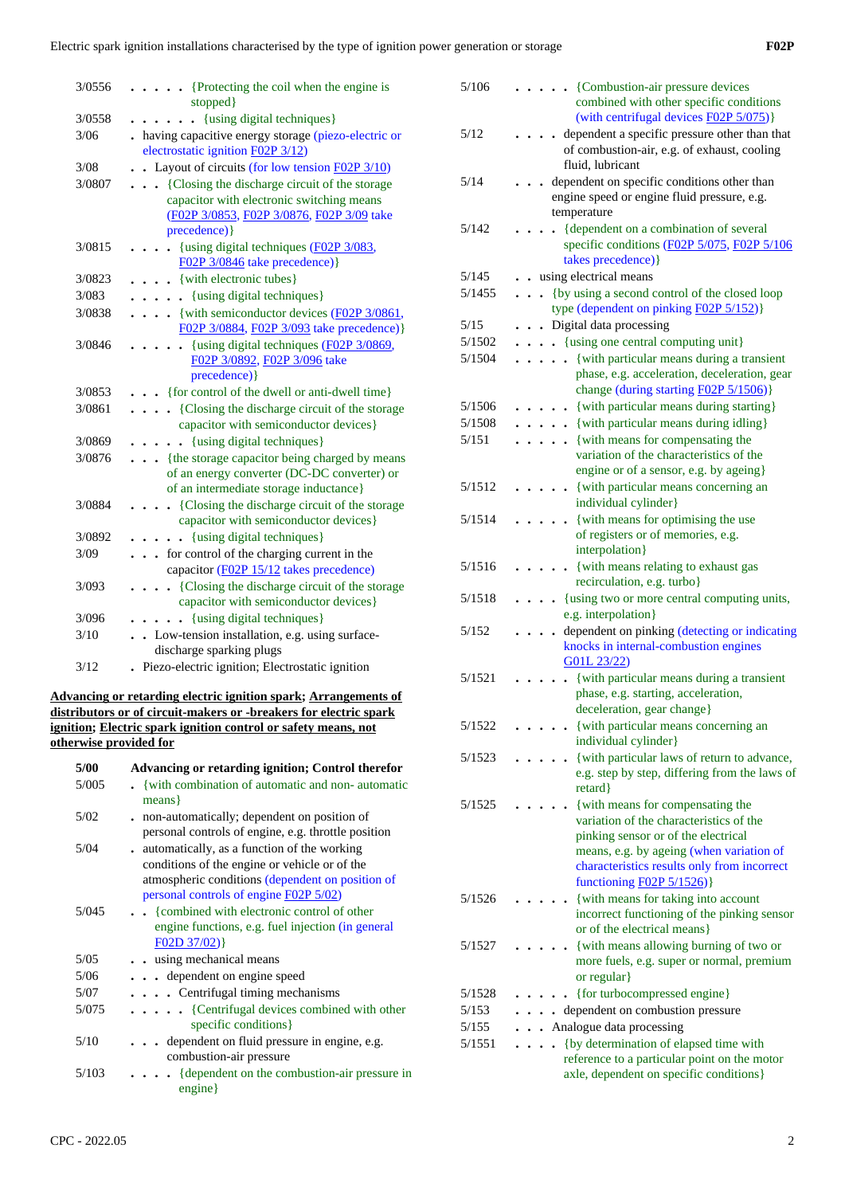| | |
|---|---|
| 3/0556 | . . . . . {Protecting the coil when the engine is stopped} |
| 3/0558 | . . . . . . {using digital techniques} |
| 3/06 | . having capacitive energy storage (piezo-electric or electrostatic ignition F02P 3/12) |
| 3/08 | . . Layout of circuits (for low tension F02P 3/10) |
| 3/0807 | . . . {Closing the discharge circuit of the storage capacitor with electronic switching means (F02P 3/0853, F02P 3/0876, F02P 3/09 take precedence)} |
| 3/0815 | . . . . {using digital techniques (F02P 3/083, F02P 3/0846 take precedence)} |
| 3/0823 | . . . . {with electronic tubes} |
| 3/083 | . . . . . {using digital techniques} |
| 3/0838 | . . . . {with semiconductor devices (F02P 3/0861, F02P 3/0884, F02P 3/093 take precedence)} |
| 3/0846 | . . . . . {using digital techniques (F02P 3/0869, F02P 3/0892, F02P 3/096 take precedence)} |
| 3/0853 | . . . {for control of the dwell or anti-dwell time} |
| 3/0861 | . . . . {Closing the discharge circuit of the storage capacitor with semiconductor devices} |
| 3/0869 | . . . . . {using digital techniques} |
| 3/0876 | . . . {the storage capacitor being charged by means of an energy converter (DC-DC converter) or of an intermediate storage inductance} |
| 3/0884 | . . . . {Closing the discharge circuit of the storage capacitor with semiconductor devices} |
| 3/0892 | . . . . . {using digital techniques} |
| 3/09 | . . . for control of the charging current in the capacitor (F02P 15/12 takes precedence) |
| 3/093 | . . . . {Closing the discharge circuit of the storage capacitor with semiconductor devices} |
| 3/096 | . . . . . {using digital techniques} |
| 3/10 | . . Low-tension installation, e.g. using surface-discharge sparking plugs |
| 3/12 | . Piezo-electric ignition; Electrostatic ignition |

**Advancing or retarding electric ignition spark; Arrangements of distributors or of circuit-makers or -breakers for electric spark ignition; Electric spark ignition control or safety means, not otherwise provided for**

| | |
|---|---|
| **5/00** | **Advancing or retarding ignition; Control therefor** |
| 5/005 | . {with combination of automatic and non- automatic means} |
| 5/02 | . non-automatically; dependent on position of personal controls of engine, e.g. throttle position |
| 5/04 | . automatically, as a function of the working conditions of the engine or vehicle or of the atmospheric conditions (dependent on position of personal controls of engine F02P 5/02) |
| 5/045 | . . {combined with electronic control of other engine functions, e.g. fuel injection (in general F02D 37/02)} |
| 5/05 | . . using mechanical means |
| 5/06 | . . . dependent on engine speed |
| 5/07 | . . . . Centrifugal timing mechanisms |
| 5/075 | . . . . . {Centrifugal devices combined with other specific conditions} |
| 5/10 | . . . dependent on fluid pressure in engine, e.g. combustion-air pressure |
| 5/103 | . . . . {dependent on the combustion-air pressure in engine} |
| 5/106 | . . . . . {Combustion-air pressure devices combined with other specific conditions (with centrifugal devices F02P 5/075)} |
| 5/12 | . . . . dependent a specific pressure other than that of combustion-air, e.g. of exhaust, cooling fluid, lubricant |
| 5/14 | . . . dependent on specific conditions other than engine speed or engine fluid pressure, e.g. temperature |
| 5/142 | . . . . {dependent on a combination of several specific conditions (F02P 5/075, F02P 5/106 takes precedence)} |
| 5/145 | . . using electrical means |
| 5/1455 | . . . {by using a second control of the closed loop type (dependent on pinking F02P 5/152)} |
| 5/15 | . . . Digital data processing |
| 5/1502 | . . . . {using one central computing unit} |
| 5/1504 | . . . . . {with particular means during a transient phase, e.g. acceleration, deceleration, gear change (during starting F02P 5/1506)} |
| 5/1506 | . . . . . {with particular means during starting} |
| 5/1508 | . . . . . {with particular means during idling} |
| 5/151 | . . . . . {with means for compensating the variation of the characteristics of the engine or of a sensor, e.g. by ageing} |
| 5/1512 | . . . . . {with particular means concerning an individual cylinder} |
| 5/1514 | . . . . . {with means for optimising the use of registers or of memories, e.g. interpolation} |
| 5/1516 | . . . . . {with means relating to exhaust gas recirculation, e.g. turbo} |
| 5/1518 | . . . . {using two or more central computing units, e.g. interpolation} |
| 5/152 | . . . . dependent on pinking (detecting or indicating knocks in internal-combustion engines G01L 23/22) |
| 5/1521 | . . . . . {with particular means during a transient phase, e.g. starting, acceleration, deceleration, gear change} |
| 5/1522 | . . . . . {with particular means concerning an individual cylinder} |
| 5/1523 | . . . . . {with particular laws of return to advance, e.g. step by step, differing from the laws of retard} |
| 5/1525 | . . . . . {with means for compensating the variation of the characteristics of the pinking sensor or of the electrical means, e.g. by ageing (when variation of characteristics results only from incorrect functioning F02P 5/1526)} |
| 5/1526 | . . . . . {with means for taking into account incorrect functioning of the pinking sensor or of the electrical means} |
| 5/1527 | . . . . . {with means allowing burning of two or more fuels, e.g. super or normal, premium or regular} |
| 5/1528 | . . . . . {for turbocompressed engine} |
| 5/153 | . . . . dependent on combustion pressure |
| 5/155 | . . . Analogue data processing |
| 5/1551 | . . . . {by determination of elapsed time with reference to a particular point on the motor axle, dependent on specific conditions} |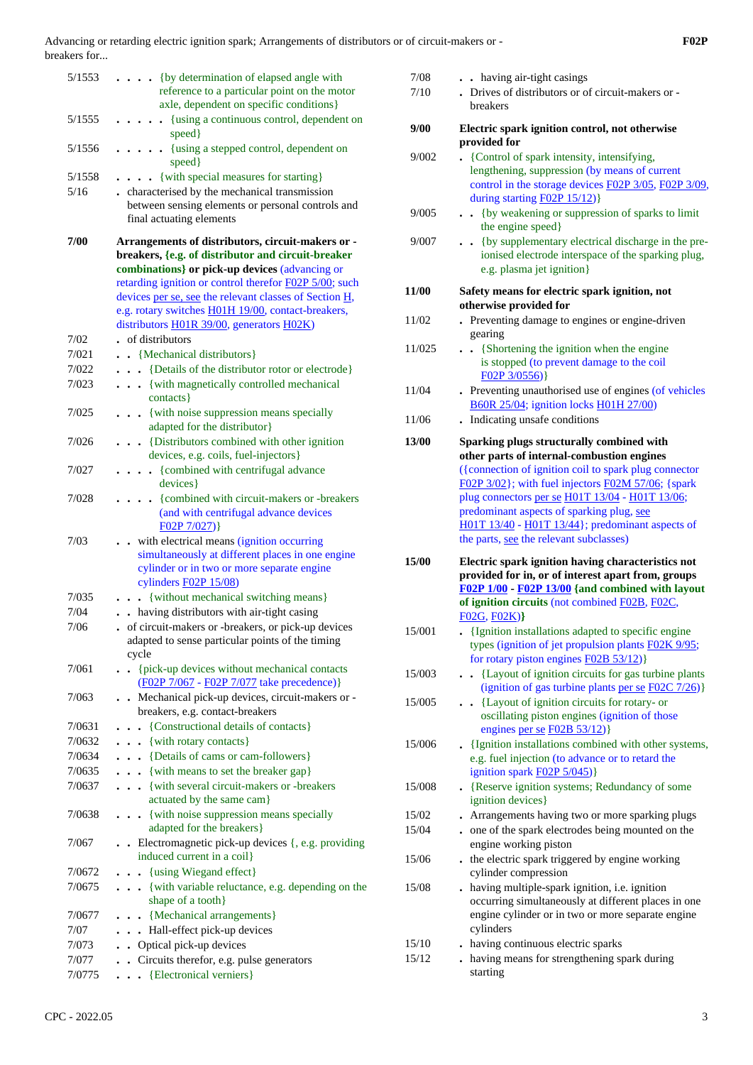5/1553 . . . . {by determination of elapsed angle with reference to a particular point on the motor axle, dependent on specific conditions}

5/1555 . . . . . {using a continuous control, dependent on speed}

5/1556 . . . . . {using a stepped control, dependent on speed}

5/1558 . . . . {with special measures for starting}

5/16 . characterised by the mechanical transmission between sensing elements or personal controls and final actuating elements

**7/00** **Arrangements of distributors, circuit-makers or -breakers, {e.g. of distributor and circuit-breaker combinations} or pick-up devices** (advancing or retarding ignition or control therefor F02P 5/00; such devices per se, see the relevant classes of Section H, e.g. rotary switches H01H 19/00, contact-breakers, distributors H01R 39/00, generators H02K)

7/02 . of distributors

7/021 . . {Mechanical distributors}

7/022 . . . {Details of the distributor rotor or electrode}

7/023 . . . {with magnetically controlled mechanical contacts}

7/025 . . . {with noise suppression means specially adapted for the distributor}

7/026 . . . {Distributors combined with other ignition devices, e.g. coils, fuel-injectors}

7/027 . . . . {combined with centrifugal advance devices}

7/028 . . . . {combined with circuit-makers or -breakers (and with centrifugal advance devices F02P 7/027)}

7/03 . . with electrical means (ignition occurring simultaneously at different places in one engine cylinder or in two or more separate engine cylinders F02P 15/08)

7/035 . . . {without mechanical switching means}

7/04 . . having distributors with air-tight casing

7/06 . of circuit-makers or -breakers, or pick-up devices adapted to sense particular points of the timing cycle

7/061 . . {pick-up devices without mechanical contacts (F02P 7/067 - F02P 7/077 take precedence)}

7/063 . . Mechanical pick-up devices, circuit-makers or -breakers, e.g. contact-breakers

7/0631 . . . {Constructional details of contacts}

7/0632 . . . {with rotary contacts}

7/0634 . . . {Details of cams or cam-followers}

7/0635 . . . {with means to set the breaker gap}

7/0637 . . . {with several circuit-makers or -breakers actuated by the same cam}

7/0638 . . . {with noise suppression means specially adapted for the breakers}

7/067 . . Electromagnetic pick-up devices {, e.g. providing induced current in a coil}

7/0672 . . . {using Wiegand effect}

7/0675 . . . {with variable reluctance, e.g. depending on the shape of a tooth}

7/0677 . . . {Mechanical arrangements}

7/07 . . . Hall-effect pick-up devices

7/073 . . Optical pick-up devices

7/077 . . Circuits therefor, e.g. pulse generators

7/0775 . . . {Electronical verniers}

7/08 . . having air-tight casings

7/10 . Drives of distributors or of circuit-makers or -breakers

**9/00** **Electric spark ignition control, not otherwise provided for**

9/002 . {Control of spark intensity, intensifying, lengthening, suppression (by means of current control in the storage devices F02P 3/05, F02P 3/09, during starting F02P 15/12)}

9/005 . . {by weakening or suppression of sparks to limit the engine speed}

9/007 . . {by supplementary electrical discharge in the pre-ionised electrode interspace of the sparking plug, e.g. plasma jet ignition}

**11/00** **Safety means for electric spark ignition, not otherwise provided for**

11/02 . Preventing damage to engines or engine-driven gearing

11/025 . . {Shortening the ignition when the engine is stopped (to prevent damage to the coil F02P 3/0556)}

11/04 . Preventing unauthorised use of engines (of vehicles B60R 25/04; ignition locks H01H 27/00)

11/06 . Indicating unsafe conditions

**13/00** **Sparking plugs structurally combined with other parts of internal-combustion engines** ({connection of ignition coil to spark plug connector F02P 3/02}; with fuel injectors F02M 57/06; {spark plug connectors per se H01T 13/04 - H01T 13/06; predominant aspects of sparking plug, see H01T 13/40 - H01T 13/44}; predominant aspects of the parts, see the relevant subclasses)

**15/00** **Electric spark ignition having characteristics not provided for in, or of interest apart from, groups F02P 1/00 - F02P 13/00 {and combined with layout of ignition circuits** (not combined F02B, F02C, F02G, F02K)**}**

15/001 . {Ignition installations adapted to specific engine types (ignition of jet propulsion plants F02K 9/95; for rotary piston engines F02B 53/12)}

15/003 . . {Layout of ignition circuits for gas turbine plants (ignition of gas turbine plants per se F02C 7/26)}

15/005 . . {Layout of ignition circuits for rotary- or oscillating piston engines (ignition of those engines per se F02B 53/12)}

15/006 . {Ignition installations combined with other systems, e.g. fuel injection (to advance or to retard the ignition spark F02P 5/045)}

15/008 . {Reserve ignition systems; Redundancy of some ignition devices}

15/02 . Arrangements having two or more sparking plugs

15/04 . one of the spark electrodes being mounted on the engine working piston

15/06 . the electric spark triggered by engine working cylinder compression

15/08 . having multiple-spark ignition, i.e. ignition occurring simultaneously at different places in one engine cylinder or in two or more separate engine cylinders

15/10 . having continuous electric sparks

15/12 . having means for strengthening spark during starting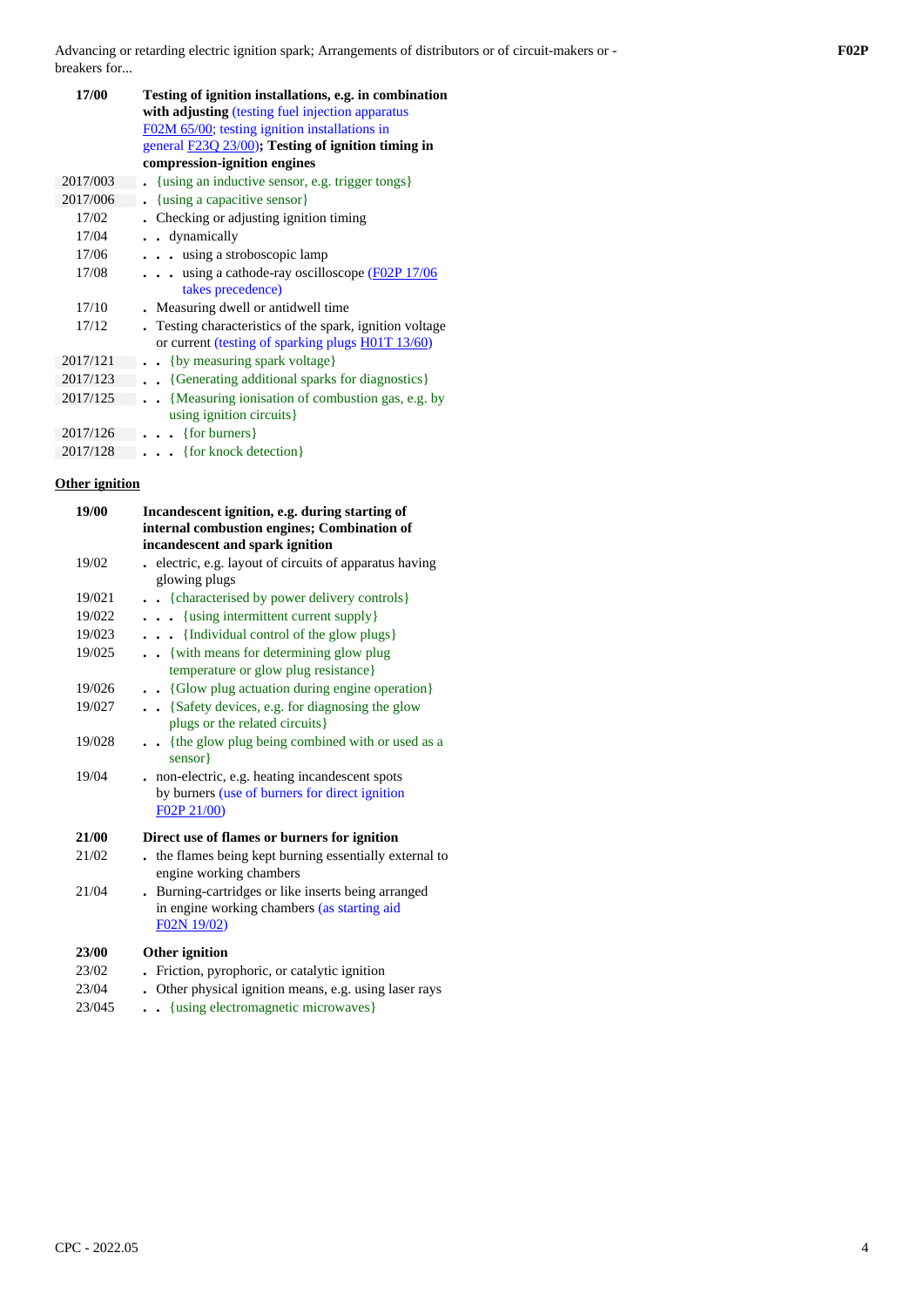| | |
|---|---|
| **17/00** | **Testing of ignition installations, e.g. in combination with adjusting** (testing fuel injection apparatus F02M 65/00; testing ignition installations in general F23Q 23/00)**; Testing of ignition timing in compression-ignition engines** |
| 2017/003 | . {using an inductive sensor, e.g. trigger tongs} |
| 2017/006 | . {using a capacitive sensor} |
| 17/02 | . Checking or adjusting ignition timing |
| 17/04 | . . dynamically |
| 17/06 | . . . using a stroboscopic lamp |
| 17/08 | . . . using a cathode-ray oscilloscope (F02P 17/06 takes precedence) |
| 17/10 | . Measuring dwell or antidwell time |
| 17/12 | . Testing characteristics of the spark, ignition voltage or current (testing of sparking plugs H01T 13/60) |
| 2017/121 | . . {by measuring spark voltage} |
| 2017/123 | . . {Generating additional sparks for diagnostics} |
| 2017/125 | . . {Measuring ionisation of combustion gas, e.g. by using ignition circuits} |
| 2017/126 | . . . {for burners} |
| 2017/128 | . . . {for knock detection} |

**Other ignition**

| | |
|---|---|
| **19/00** | **Incandescent ignition, e.g. during starting of internal combustion engines; Combination of incandescent and spark ignition** |
| 19/02 | . electric, e.g. layout of circuits of apparatus having glowing plugs |
| 19/021 | . . {characterised by power delivery controls} |
| 19/022 | . . . {using intermittent current supply} |
| 19/023 | . . . {Individual control of the glow plugs} |
| 19/025 | . . {with means for determining glow plug temperature or glow plug resistance} |
| 19/026 | . . {Glow plug actuation during engine operation} |
| 19/027 | . . {Safety devices, e.g. for diagnosing the glow plugs or the related circuits} |
| 19/028 | . . {the glow plug being combined with or used as a sensor} |
| 19/04 | . non-electric, e.g. heating incandescent spots by burners (use of burners for direct ignition F02P 21/00) |
| **21/00** | **Direct use of flames or burners for ignition** |
| 21/02 | . the flames being kept burning essentially external to engine working chambers |
| 21/04 | . Burning-cartridges or like inserts being arranged in engine working chambers (as starting aid F02N 19/02) |
| **23/00** | **Other ignition** |
| 23/02 | . Friction, pyrophoric, or catalytic ignition |
| 23/04 | . Other physical ignition means, e.g. using laser rays |
| 23/045 | . . {using electromagnetic microwaves} |